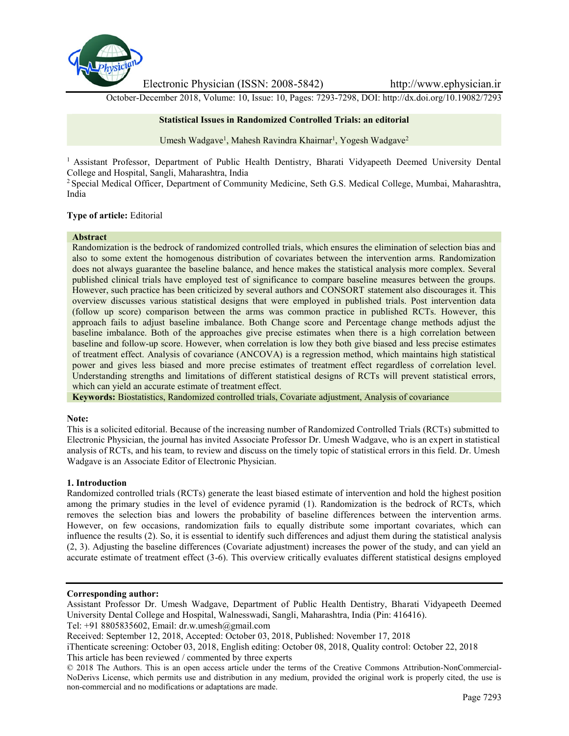Electronic Physician (ISSN: 2008-5842) http://www.ephysician.ir

October-December 2018, Volume: 10, Issue: 10, Pages: 7293-7298, DOI: http://dx.doi.org/10.19082/7293

# Statistical Issues in Randomized Controlled Trials: an editorial

Umesh Wadgave[1], Mahesh Ravindra Khairnar[1], Yogesh Wadgave[2]

[1] Assistant Professor, Department of Public Health Dentistry, Bharati Vidyapeeth Deemed University Dental College and Hospital, Sangli, Maharashtra, India

[2] Special Medical Officer, Department of Community Medicine, Seth G.S. Medical College, Mumbai, Maharashtra, India

**Type of article:** Editorial

**Abstract**

Randomization is the bedrock of randomized controlled trials, which ensures the elimination of selection bias and also to some extent the homogenous distribution of covariates between the intervention arms. Randomization does not always guarantee the baseline balance, and hence makes the statistical analysis more complex. Several published clinical trials have employed test of significance to compare baseline measures between the groups. However, such practice has been criticized by several authors and CONSORT statement also discourages it. This overview discusses various statistical designs that were employed in published trials. Post intervention data (follow up score) comparison between the arms was common practice in published RCTs. However, this approach fails to adjust baseline imbalance. Both Change score and Percentage change methods adjust the baseline imbalance. Both of the approaches give precise estimates when there is a high correlation between baseline and follow-up score. However, when correlation is low they both give biased and less precise estimates of treatment effect. Analysis of covariance (ANCOVA) is a regression method, which maintains high statistical power and gives less biased and more precise estimates of treatment effect regardless of correlation level. Understanding strengths and limitations of different statistical designs of RCTs will prevent statistical errors, which can yield an accurate estimate of treatment effect.

**Keywords:** Biostatistics, Randomized controlled trials, Covariate adjustment, Analysis of covariance

**Note:**

This is a solicited editorial. Because of the increasing number of Randomized Controlled Trials (RCTs) submitted to Electronic Physician, the journal has invited Associate Professor Dr. Umesh Wadgave, who is an expert in statistical analysis of RCTs, and his team, to review and discuss on the timely topic of statistical errors in this field. Dr. Umesh Wadgave is an Associate Editor of Electronic Physician.

## 1. Introduction

Randomized controlled trials (RCTs) generate the least biased estimate of intervention and hold the highest position among the primary studies in the level of evidence pyramid (1). Randomization is the bedrock of RCTs, which removes the selection bias and lowers the probability of baseline differences between the intervention arms. However, on few occasions, randomization fails to equally distribute some important covariates, which can influence the results (2). So, it is essential to identify such differences and adjust them during the statistical analysis (2, 3). Adjusting the baseline differences (Covariate adjustment) increases the power of the study, and can yield an accurate estimate of treatment effect (3-6). This overview critically evaluates different statistical designs employed

**Corresponding author:**

Assistant Professor Dr. Umesh Wadgave, Department of Public Health Dentistry, Bharati Vidyapeeth Deemed University Dental College and Hospital, Walnesswadi, Sangli, Maharashtra, India (Pin: 416416).

Tel: +91 8805835602, Email: dr.w.umesh@gmail.com

Received: September 12, 2018, Accepted: October 03, 2018, Published: November 17, 2018

iThenticate screening: October 03, 2018, English editing: October 08, 2018, Quality control: October 22, 2018

This article has been reviewed / commented by three experts

© 2018 The Authors. This is an open access article under the terms of the Creative Commons Attribution-NonCommercial-NoDerivs License, which permits use and distribution in any medium, provided the original work is properly cited, the use is non-commercial and no modifications or adaptations are made.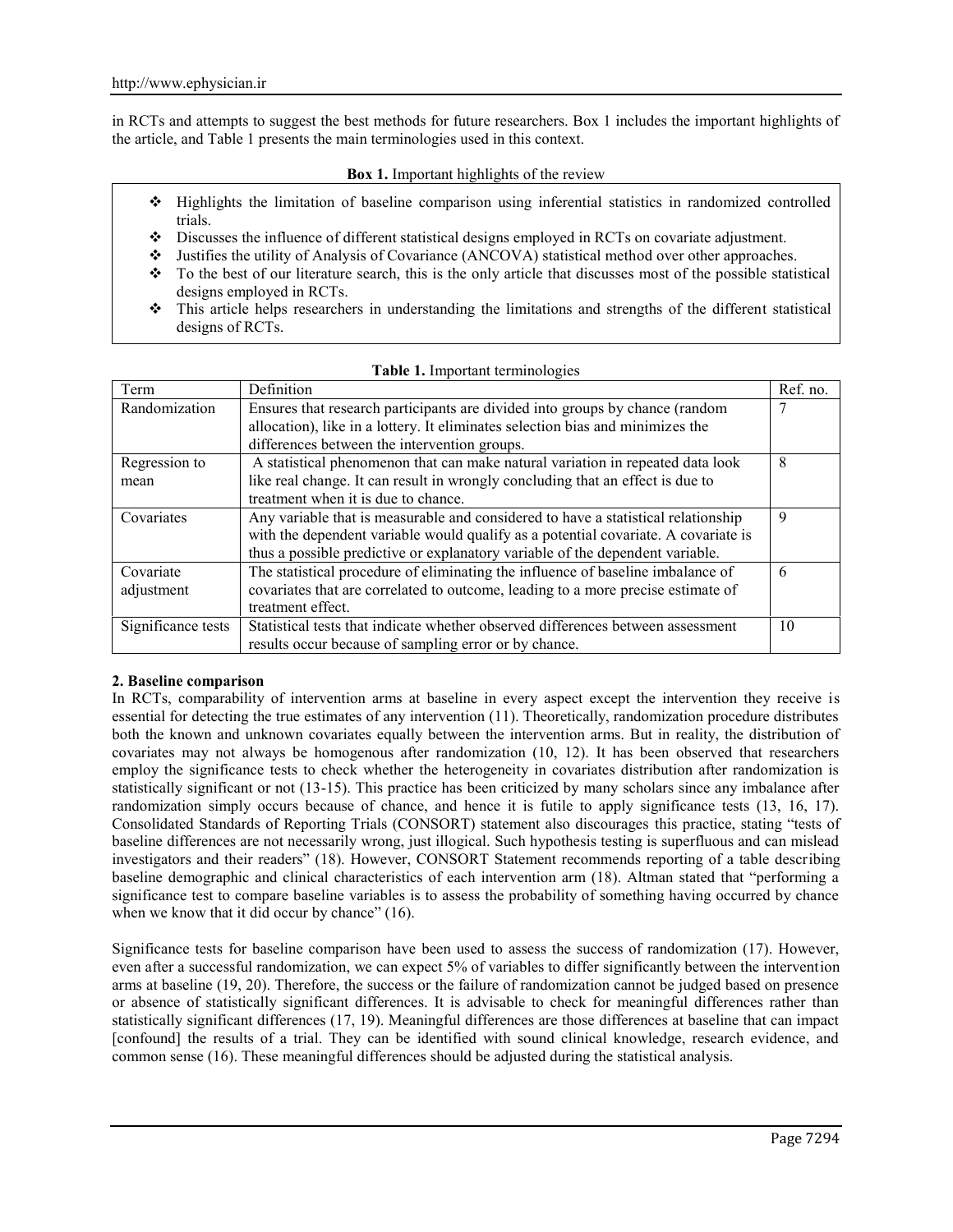in RCTs and attempts to suggest the best methods for future researchers. Box 1 includes the important highlights of the article, and Table 1 presents the main terminologies used in this context.

**Box 1.** Important highlights of the review

- Highlights the limitation of baseline comparison using inferential statistics in randomized controlled trials.
- Discusses the influence of different statistical designs employed in RCTs on covariate adjustment.
- Justifies the utility of Analysis of Covariance (ANCOVA) statistical method over other approaches.
- To the best of our literature search, this is the only article that discusses most of the possible statistical designs employed in RCTs.
- This article helps researchers in understanding the limitations and strengths of the different statistical designs of RCTs.

**Table 1.** Important terminologies

| Term | Definition | Ref. no. |
|---|---|---|
| Randomization | Ensures that research participants are divided into groups by chance (random allocation), like in a lottery. It eliminates selection bias and minimizes the differences between the intervention groups. | 7 |
| Regression to mean | A statistical phenomenon that can make natural variation in repeated data look like real change. It can result in wrongly concluding that an effect is due to treatment when it is due to chance. | 8 |
| Covariates | Any variable that is measurable and considered to have a statistical relationship with the dependent variable would qualify as a potential covariate. A covariate is thus a possible predictive or explanatory variable of the dependent variable. | 9 |
| Covariate adjustment | The statistical procedure of eliminating the influence of baseline imbalance of covariates that are correlated to outcome, leading to a more precise estimate of treatment effect. | 6 |
| Significance tests | Statistical tests that indicate whether observed differences between assessment results occur because of sampling error or by chance. | 10 |

## 2. Baseline comparison

In RCTs, comparability of intervention arms at baseline in every aspect except the intervention they receive is essential for detecting the true estimates of any intervention (11). Theoretically, randomization procedure distributes both the known and unknown covariates equally between the intervention arms. But in reality, the distribution of covariates may not always be homogenous after randomization (10, 12). It has been observed that researchers employ the significance tests to check whether the heterogeneity in covariates distribution after randomization is statistically significant or not (13-15). This practice has been criticized by many scholars since any imbalance after randomization simply occurs because of chance, and hence it is futile to apply significance tests (13, 16, 17). Consolidated Standards of Reporting Trials (CONSORT) statement also discourages this practice, stating "tests of baseline differences are not necessarily wrong, just illogical. Such hypothesis testing is superfluous and can mislead investigators and their readers" (18). However, CONSORT Statement recommends reporting of a table describing baseline demographic and clinical characteristics of each intervention arm (18). Altman stated that "performing a significance test to compare baseline variables is to assess the probability of something having occurred by chance when we know that it did occur by chance" (16).

Significance tests for baseline comparison have been used to assess the success of randomization (17). However, even after a successful randomization, we can expect 5% of variables to differ significantly between the intervention arms at baseline (19, 20). Therefore, the success or the failure of randomization cannot be judged based on presence or absence of statistically significant differences. It is advisable to check for meaningful differences rather than statistically significant differences (17, 19). Meaningful differences are those differences at baseline that can impact [confound] the results of a trial. They can be identified with sound clinical knowledge, research evidence, and common sense (16). These meaningful differences should be adjusted during the statistical analysis.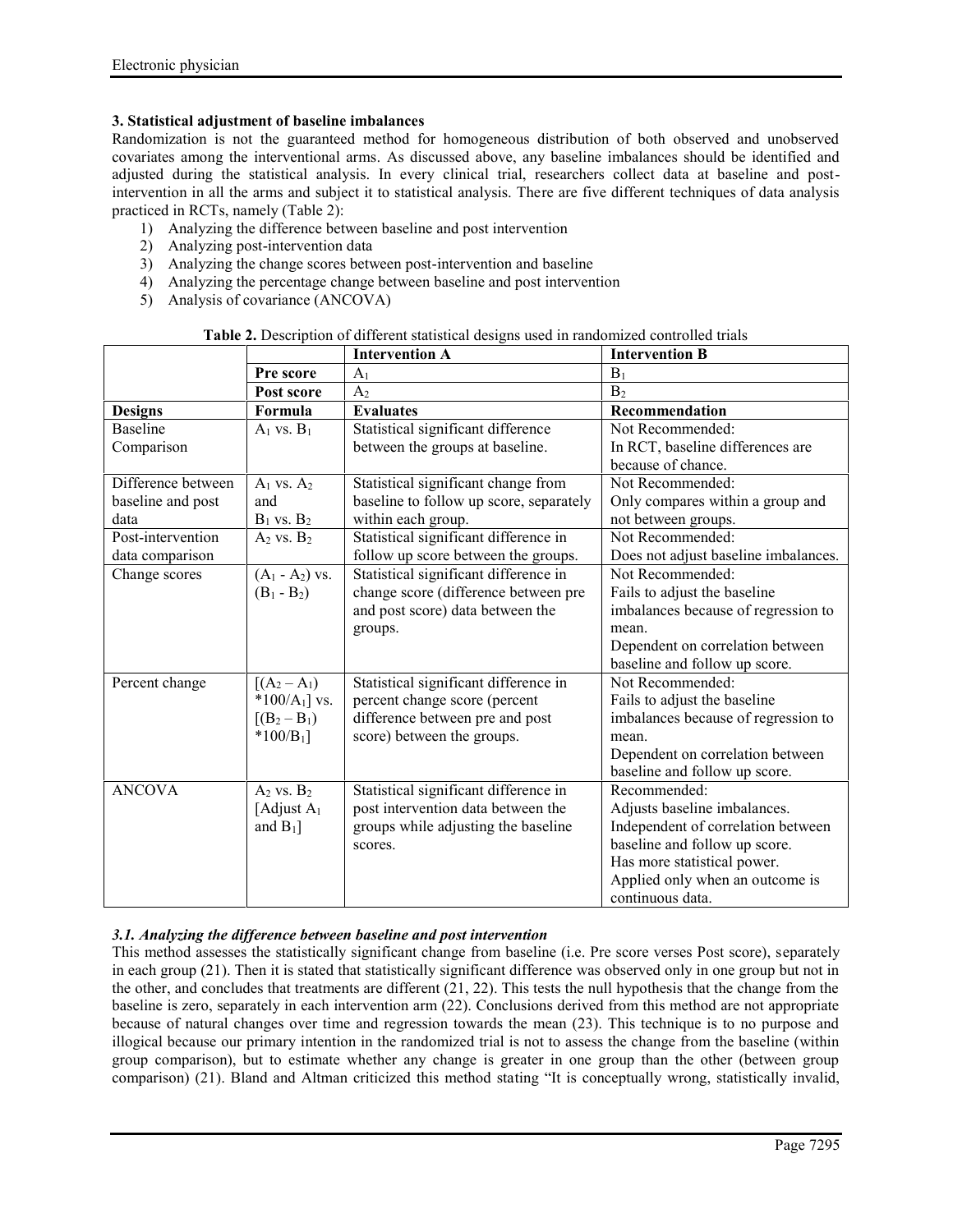### 3. Statistical adjustment of baseline imbalances

Randomization is not the guaranteed method for homogeneous distribution of both observed and unobserved covariates among the interventional arms. As discussed above, any baseline imbalances should be identified and adjusted during the statistical analysis. In every clinical trial, researchers collect data at baseline and post-intervention in all the arms and subject it to statistical analysis. There are five different techniques of data analysis practiced in RCTs, namely (Table 2):

1) Analyzing the difference between baseline and post intervention
2) Analyzing post-intervention data
3) Analyzing the change scores between post-intervention and baseline
4) Analyzing the percentage change between baseline and post intervention
5) Analysis of covariance (ANCOVA)

**Table 2.** Description of different statistical designs used in randomized controlled trials

| | | **Intervention A** | **Intervention B** |
|---|---|---|---|
| | **Pre score** | $A_1$ | $B_1$ |
| | **Post score** | $A_2$ | $B_2$ |
| **Designs** | **Formula** | **Evaluates** | **Recommendation** |
| Baseline Comparison | $A_1$ vs. $B_1$ | Statistical significant difference between the groups at baseline. | Not Recommended: In RCT, baseline differences are because of chance. |
| Difference between baseline and post data | $A_1$ vs. $A_2$ and $B_1$ vs. $B_2$ | Statistical significant change from baseline to follow up score, separately within each group. | Not Recommended: Only compares within a group and not between groups. |
| Post-intervention data comparison | $A_2$ vs. $B_2$ | Statistical significant difference in follow up score between the groups. | Not Recommended: Does not adjust baseline imbalances. |
| Change scores | $(A_1 - A_2)$ vs. $(B_1 - B_2)$ | Statistical significant difference in change score (difference between pre and post score) data between the groups. | Not Recommended: Fails to adjust the baseline imbalances because of regression to mean. Dependent on correlation between baseline and follow up score. |
| Percent change | $[(A_2 - A_1) *100/A_1]$ vs. $[(B_2 - B_1) *100/B_1]$ | Statistical significant difference in percent change score (percent difference between pre and post score) between the groups. | Not Recommended: Fails to adjust the baseline imbalances because of regression to mean. Dependent on correlation between baseline and follow up score. |
| ANCOVA | $A_2$ vs. $B_2$ [Adjust $A_1$ and $B_1$] | Statistical significant difference in post intervention data between the groups while adjusting the baseline scores. | Recommended: Adjusts baseline imbalances. Independent of correlation between baseline and follow up score. Has more statistical power. Applied only when an outcome is continuous data. |

#### *3.1. Analyzing the difference between baseline and post intervention*

This method assesses the statistically significant change from baseline (i.e. Pre score verses Post score), separately in each group (21). Then it is stated that statistically significant difference was observed only in one group but not in the other, and concludes that treatments are different (21, 22). This tests the null hypothesis that the change from the baseline is zero, separately in each intervention arm (22). Conclusions derived from this method are not appropriate because of natural changes over time and regression towards the mean (23). This technique is to no purpose and illogical because our primary intention in the randomized trial is not to assess the change from the baseline (within group comparison), but to estimate whether any change is greater in one group than the other (between group comparison) (21). Bland and Altman criticized this method stating "It is conceptually wrong, statistically invalid,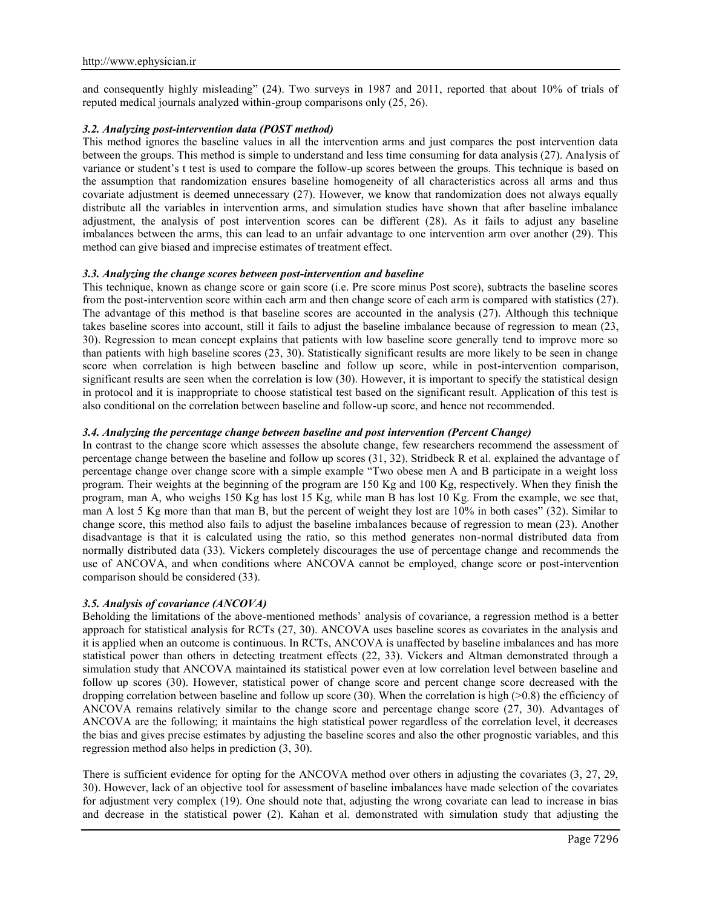and consequently highly misleading" (24). Two surveys in 1987 and 2011, reported that about 10% of trials of reputed medical journals analyzed within-group comparisons only (25, 26).

### *3.2. Analyzing post-intervention data (POST method)*

This method ignores the baseline values in all the intervention arms and just compares the post intervention data between the groups. This method is simple to understand and less time consuming for data analysis (27). Analysis of variance or student's t test is used to compare the follow-up scores between the groups. This technique is based on the assumption that randomization ensures baseline homogeneity of all characteristics across all arms and thus covariate adjustment is deemed unnecessary (27). However, we know that randomization does not always equally distribute all the variables in intervention arms, and simulation studies have shown that after baseline imbalance adjustment, the analysis of post intervention scores can be different (28). As it fails to adjust any baseline imbalances between the arms, this can lead to an unfair advantage to one intervention arm over another (29). This method can give biased and imprecise estimates of treatment effect.

### *3.3. Analyzing the change scores between post-intervention and baseline*

This technique, known as change score or gain score (i.e. Pre score minus Post score), subtracts the baseline scores from the post-intervention score within each arm and then change score of each arm is compared with statistics (27). The advantage of this method is that baseline scores are accounted in the analysis (27). Although this technique takes baseline scores into account, still it fails to adjust the baseline imbalance because of regression to mean (23, 30). Regression to mean concept explains that patients with low baseline score generally tend to improve more so than patients with high baseline scores (23, 30). Statistically significant results are more likely to be seen in change score when correlation is high between baseline and follow up score, while in post-intervention comparison, significant results are seen when the correlation is low (30). However, it is important to specify the statistical design in protocol and it is inappropriate to choose statistical test based on the significant result. Application of this test is also conditional on the correlation between baseline and follow-up score, and hence not recommended.

### *3.4. Analyzing the percentage change between baseline and post intervention (Percent Change)*

In contrast to the change score which assesses the absolute change, few researchers recommend the assessment of percentage change between the baseline and follow up scores (31, 32). Stridbeck R et al. explained the advantage of percentage change over change score with a simple example "Two obese men A and B participate in a weight loss program. Their weights at the beginning of the program are 150 Kg and 100 Kg, respectively. When they finish the program, man A, who weighs 150 Kg has lost 15 Kg, while man B has lost 10 Kg. From the example, we see that, man A lost 5 Kg more than that man B, but the percent of weight they lost are 10% in both cases" (32). Similar to change score, this method also fails to adjust the baseline imbalances because of regression to mean (23). Another disadvantage is that it is calculated using the ratio, so this method generates non-normal distributed data from normally distributed data (33). Vickers completely discourages the use of percentage change and recommends the use of ANCOVA, and when conditions where ANCOVA cannot be employed, change score or post-intervention comparison should be considered (33).

### *3.5. Analysis of covariance (ANCOVA)*

Beholding the limitations of the above-mentioned methods' analysis of covariance, a regression method is a better approach for statistical analysis for RCTs (27, 30). ANCOVA uses baseline scores as covariates in the analysis and it is applied when an outcome is continuous. In RCTs, ANCOVA is unaffected by baseline imbalances and has more statistical power than others in detecting treatment effects (22, 33). Vickers and Altman demonstrated through a simulation study that ANCOVA maintained its statistical power even at low correlation level between baseline and follow up scores (30). However, statistical power of change score and percent change score decreased with the dropping correlation between baseline and follow up score (30). When the correlation is high (>0.8) the efficiency of ANCOVA remains relatively similar to the change score and percentage change score (27, 30). Advantages of ANCOVA are the following; it maintains the high statistical power regardless of the correlation level, it decreases the bias and gives precise estimates by adjusting the baseline scores and also the other prognostic variables, and this regression method also helps in prediction (3, 30).

There is sufficient evidence for opting for the ANCOVA method over others in adjusting the covariates (3, 27, 29, 30). However, lack of an objective tool for assessment of baseline imbalances have made selection of the covariates for adjustment very complex (19). One should note that, adjusting the wrong covariate can lead to increase in bias and decrease in the statistical power (2). Kahan et al. demonstrated with simulation study that adjusting the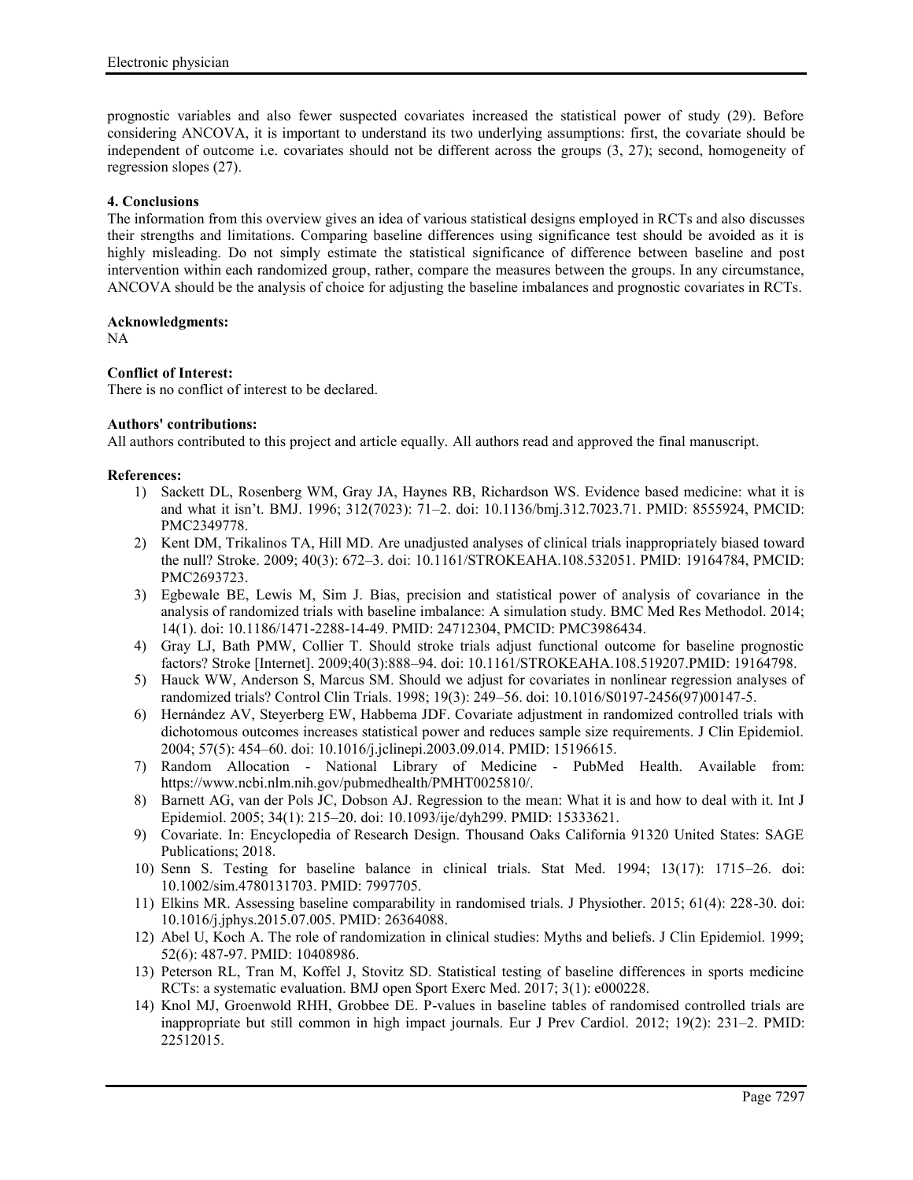prognostic variables and also fewer suspected covariates increased the statistical power of study (29). Before considering ANCOVA, it is important to understand its two underlying assumptions: first, the covariate should be independent of outcome i.e. covariates should not be different across the groups (3, 27); second, homogeneity of regression slopes (27).

## 4. Conclusions

The information from this overview gives an idea of various statistical designs employed in RCTs and also discusses their strengths and limitations. Comparing baseline differences using significance test should be avoided as it is highly misleading. Do not simply estimate the statistical significance of difference between baseline and post intervention within each randomized group, rather, compare the measures between the groups. In any circumstance, ANCOVA should be the analysis of choice for adjusting the baseline imbalances and prognostic covariates in RCTs.

**Acknowledgments:**
NA

**Conflict of Interest:**
There is no conflict of interest to be declared.

**Authors' contributions:**
All authors contributed to this project and article equally. All authors read and approved the final manuscript.

**References:**

1) Sackett DL, Rosenberg WM, Gray JA, Haynes RB, Richardson WS. Evidence based medicine: what it is and what it isn't. BMJ. 1996; 312(7023): 71–2. doi: 10.1136/bmj.312.7023.71. PMID: 8555924, PMCID: PMC2349778.
2) Kent DM, Trikalinos TA, Hill MD. Are unadjusted analyses of clinical trials inappropriately biased toward the null? Stroke. 2009; 40(3): 672–3. doi: 10.1161/STROKEAHA.108.532051. PMID: 19164784, PMCID: PMC2693723.
3) Egbewale BE, Lewis M, Sim J. Bias, precision and statistical power of analysis of covariance in the analysis of randomized trials with baseline imbalance: A simulation study. BMC Med Res Methodol. 2014; 14(1). doi: 10.1186/1471-2288-14-49. PMID: 24712304, PMCID: PMC3986434.
4) Gray LJ, Bath PMW, Collier T. Should stroke trials adjust functional outcome for baseline prognostic factors? Stroke [Internet]. 2009;40(3):888–94. doi: 10.1161/STROKEAHA.108.519207.PMID: 19164798.
5) Hauck WW, Anderson S, Marcus SM. Should we adjust for covariates in nonlinear regression analyses of randomized trials? Control Clin Trials. 1998; 19(3): 249–56. doi: 10.1016/S0197-2456(97)00147-5.
6) Hernández AV, Steyerberg EW, Habbema JDF. Covariate adjustment in randomized controlled trials with dichotomous outcomes increases statistical power and reduces sample size requirements. J Clin Epidemiol. 2004; 57(5): 454–60. doi: 10.1016/j.jclinepi.2003.09.014. PMID: 15196615.
7) Random Allocation - National Library of Medicine - PubMed Health. Available from: https://www.ncbi.nlm.nih.gov/pubmedhealth/PMHT0025810/.
8) Barnett AG, van der Pols JC, Dobson AJ. Regression to the mean: What it is and how to deal with it. Int J Epidemiol. 2005; 34(1): 215–20. doi: 10.1093/ije/dyh299. PMID: 15333621.
9) Covariate. In: Encyclopedia of Research Design. Thousand Oaks California 91320 United States: SAGE Publications; 2018.
10) Senn S. Testing for baseline balance in clinical trials. Stat Med. 1994; 13(17): 1715–26. doi: 10.1002/sim.4780131703. PMID: 7997705.
11) Elkins MR. Assessing baseline comparability in randomised trials. J Physiother. 2015; 61(4): 228-30. doi: 10.1016/j.jphys.2015.07.005. PMID: 26364088.
12) Abel U, Koch A. The role of randomization in clinical studies: Myths and beliefs. J Clin Epidemiol. 1999; 52(6): 487-97. PMID: 10408986.
13) Peterson RL, Tran M, Koffel J, Stovitz SD. Statistical testing of baseline differences in sports medicine RCTs: a systematic evaluation. BMJ open Sport Exerc Med. 2017; 3(1): e000228.
14) Knol MJ, Groenwold RHH, Grobbee DE. P-values in baseline tables of randomised controlled trials are inappropriate but still common in high impact journals. Eur J Prev Cardiol. 2012; 19(2): 231–2. PMID: 22512015.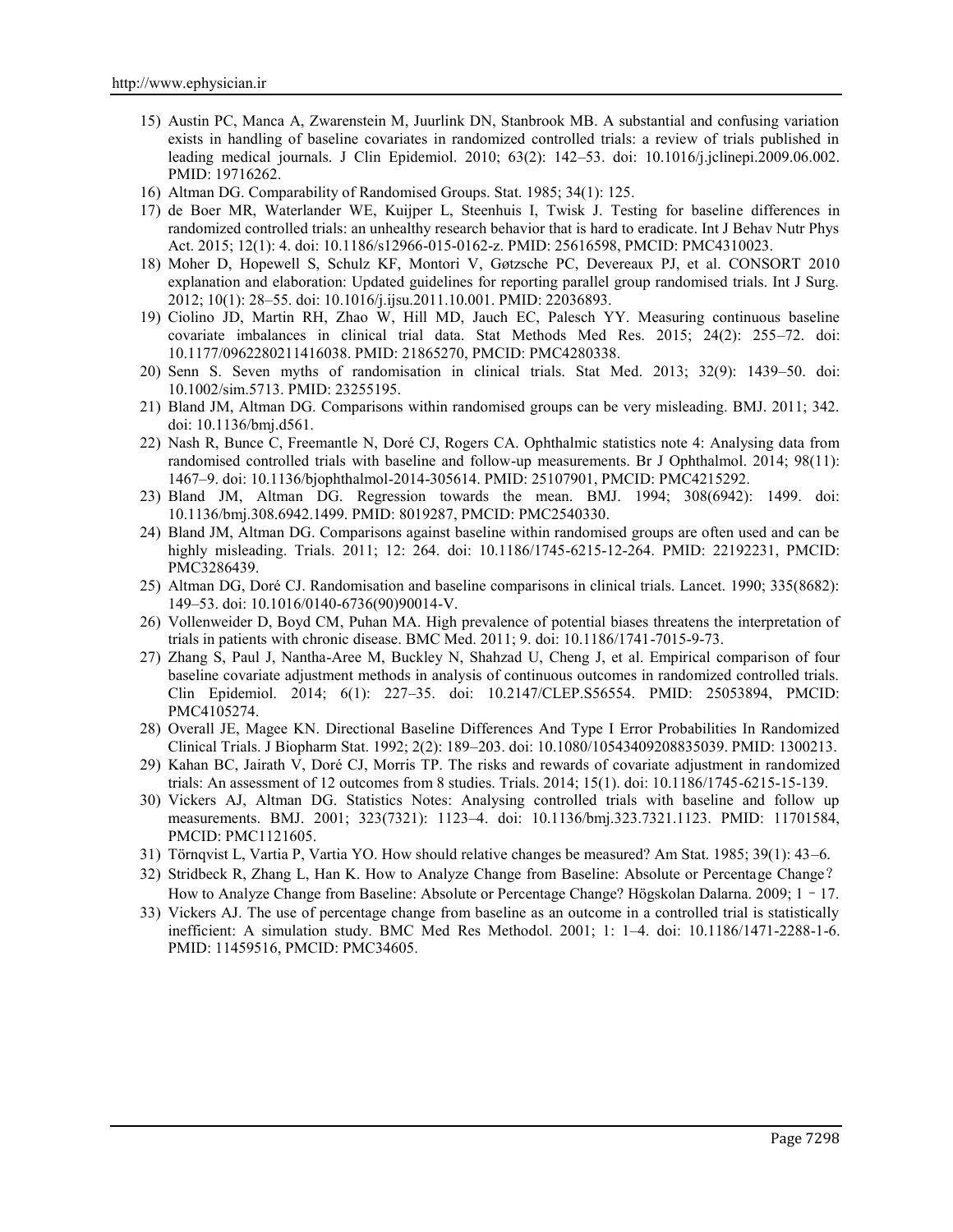15) Austin PC, Manca A, Zwarenstein M, Juurlink DN, Stanbrook MB. A substantial and confusing variation exists in handling of baseline covariates in randomized controlled trials: a review of trials published in leading medical journals. J Clin Epidemiol. 2010; 63(2): 142–53. doi: 10.1016/j.jclinepi.2009.06.002. PMID: 19716262.
16) Altman DG. Comparability of Randomised Groups. Stat. 1985; 34(1): 125.
17) de Boer MR, Waterlander WE, Kuijper L, Steenhuis I, Twisk J. Testing for baseline differences in randomized controlled trials: an unhealthy research behavior that is hard to eradicate. Int J Behav Nutr Phys Act. 2015; 12(1): 4. doi: 10.1186/s12966-015-0162-z. PMID: 25616598, PMCID: PMC4310023.
18) Moher D, Hopewell S, Schulz KF, Montori V, Gøtzsche PC, Devereaux PJ, et al. CONSORT 2010 explanation and elaboration: Updated guidelines for reporting parallel group randomised trials. Int J Surg. 2012; 10(1): 28–55. doi: 10.1016/j.ijsu.2011.10.001. PMID: 22036893.
19) Ciolino JD, Martin RH, Zhao W, Hill MD, Jauch EC, Palesch YY. Measuring continuous baseline covariate imbalances in clinical trial data. Stat Methods Med Res. 2015; 24(2): 255–72. doi: 10.1177/0962280211416038. PMID: 21865270, PMCID: PMC4280338.
20) Senn S. Seven myths of randomisation in clinical trials. Stat Med. 2013; 32(9): 1439–50. doi: 10.1002/sim.5713. PMID: 23255195.
21) Bland JM, Altman DG. Comparisons within randomised groups can be very misleading. BMJ. 2011; 342. doi: 10.1136/bmj.d561.
22) Nash R, Bunce C, Freemantle N, Doré CJ, Rogers CA. Ophthalmic statistics note 4: Analysing data from randomised controlled trials with baseline and follow-up measurements. Br J Ophthalmol. 2014; 98(11): 1467–9. doi: 10.1136/bjophthalmol-2014-305614. PMID: 25107901, PMCID: PMC4215292.
23) Bland JM, Altman DG. Regression towards the mean. BMJ. 1994; 308(6942): 1499. doi: 10.1136/bmj.308.6942.1499. PMID: 8019287, PMCID: PMC2540330.
24) Bland JM, Altman DG. Comparisons against baseline within randomised groups are often used and can be highly misleading. Trials. 2011; 12: 264. doi: 10.1186/1745-6215-12-264. PMID: 22192231, PMCID: PMC3286439.
25) Altman DG, Doré CJ. Randomisation and baseline comparisons in clinical trials. Lancet. 1990; 335(8682): 149–53. doi: 10.1016/0140-6736(90)90014-V.
26) Vollenweider D, Boyd CM, Puhan MA. High prevalence of potential biases threatens the interpretation of trials in patients with chronic disease. BMC Med. 2011; 9. doi: 10.1186/1741-7015-9-73.
27) Zhang S, Paul J, Nantha-Aree M, Buckley N, Shahzad U, Cheng J, et al. Empirical comparison of four baseline covariate adjustment methods in analysis of continuous outcomes in randomized controlled trials. Clin Epidemiol. 2014; 6(1): 227–35. doi: 10.2147/CLEP.S56554. PMID: 25053894, PMCID: PMC4105274.
28) Overall JE, Magee KN. Directional Baseline Differences And Type I Error Probabilities In Randomized Clinical Trials. J Biopharm Stat. 1992; 2(2): 189–203. doi: 10.1080/10543409208835039. PMID: 1300213.
29) Kahan BC, Jairath V, Doré CJ, Morris TP. The risks and rewards of covariate adjustment in randomized trials: An assessment of 12 outcomes from 8 studies. Trials. 2014; 15(1). doi: 10.1186/1745-6215-15-139.
30) Vickers AJ, Altman DG. Statistics Notes: Analysing controlled trials with baseline and follow up measurements. BMJ. 2001; 323(7321): 1123–4. doi: 10.1136/bmj.323.7321.1123. PMID: 11701584, PMCID: PMC1121605.
31) Törnqvist L, Vartia P, Vartia YO. How should relative changes be measured? Am Stat. 1985; 39(1): 43–6.
32) Stridbeck R, Zhang L, Han K. How to Analyze Change from Baseline: Absolute or Percentage Change? How to Analyze Change from Baseline: Absolute or Percentage Change? Högskolan Dalarna. 2009; 1 – 17.
33) Vickers AJ. The use of percentage change from baseline as an outcome in a controlled trial is statistically inefficient: A simulation study. BMC Med Res Methodol. 2001; 1: 1–4. doi: 10.1186/1471-2288-1-6. PMID: 11459516, PMCID: PMC34605.